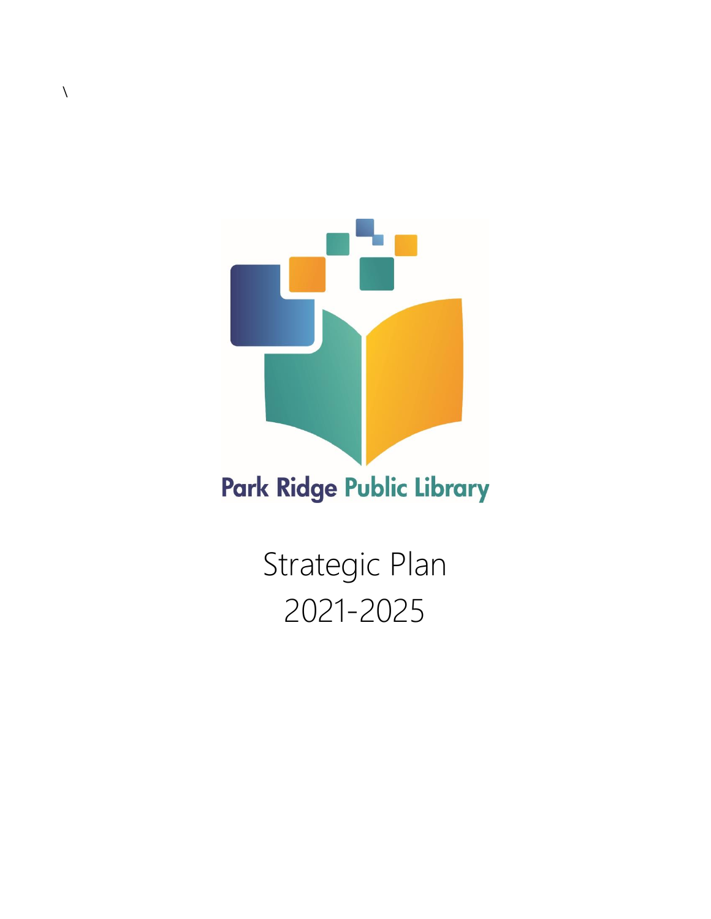\

Park Ridge Public Library

# Strategic Plan 2021-2025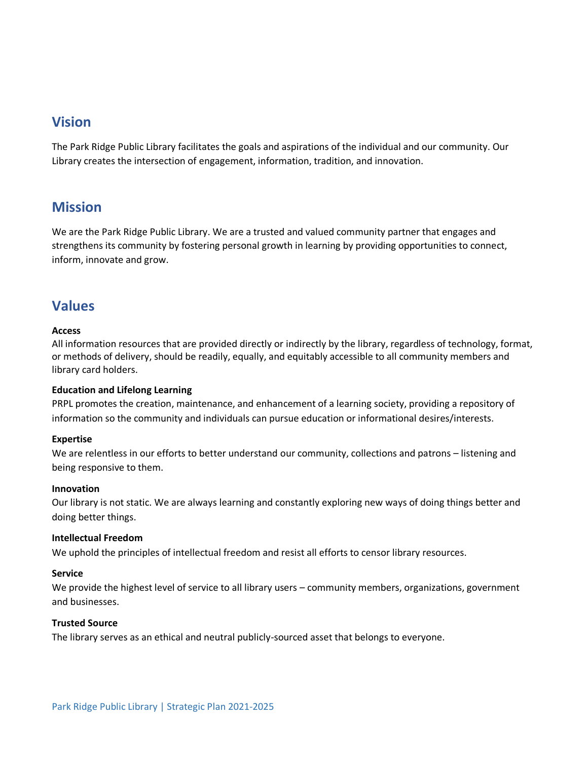## Vision

The Park Ridge Public Library facilitates the goals and aspirations of the individual and our community. Our Library creates the intersection of engagement, information, tradition, and innovation.

## Mission

We are the Park Ridge Public Library. We are a trusted and valued community partner that engages and strengthens its community by fostering personal growth in learning by providing opportunities to connect, inform, innovate and grow.

## Values

**Access**
All information resources that are provided directly or indirectly by the library, regardless of technology, format, or methods of delivery, should be readily, equally, and equitably accessible to all community members and library card holders.

**Education and Lifelong Learning**
PRPL promotes the creation, maintenance, and enhancement of a learning society, providing a repository of information so the community and individuals can pursue education or informational desires/interests.

**Expertise**
We are relentless in our efforts to better understand our community, collections and patrons – listening and being responsive to them.

**Innovation**
Our library is not static. We are always learning and constantly exploring new ways of doing things better and doing better things.

**Intellectual Freedom**
We uphold the principles of intellectual freedom and resist all efforts to censor library resources.

**Service**
We provide the highest level of service to all library users – community members, organizations, government and businesses.

**Trusted Source**
The library serves as an ethical and neutral publicly-sourced asset that belongs to everyone.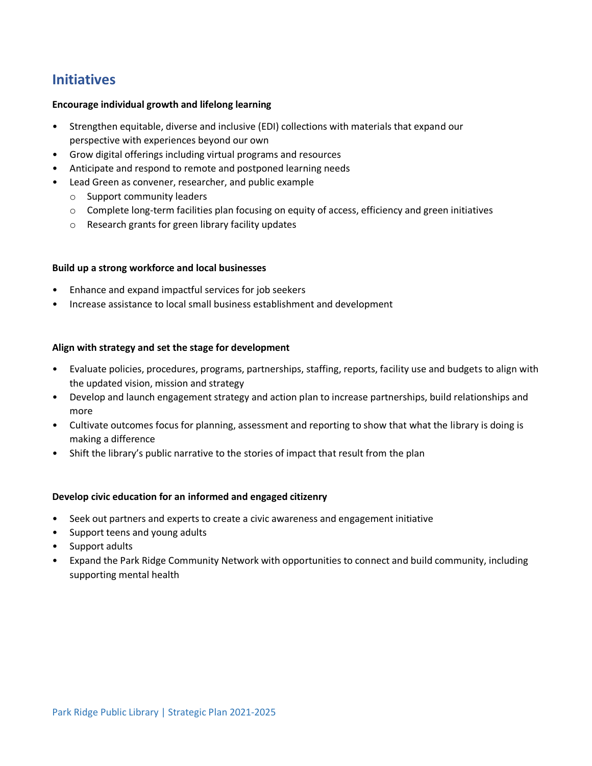## Initiatives

**Encourage individual growth and lifelong learning**

- Strengthen equitable, diverse and inclusive (EDI) collections with materials that expand our perspective with experiences beyond our own
- Grow digital offerings including virtual programs and resources
- Anticipate and respond to remote and postponed learning needs
- Lead Green as convener, researcher, and public example
    - Support community leaders
    - Complete long-term facilities plan focusing on equity of access, efficiency and green initiatives
    - Research grants for green library facility updates

**Build up a strong workforce and local businesses**

- Enhance and expand impactful services for job seekers
- Increase assistance to local small business establishment and development

**Align with strategy and set the stage for development**

- Evaluate policies, procedures, programs, partnerships, staffing, reports, facility use and budgets to align with the updated vision, mission and strategy
- Develop and launch engagement strategy and action plan to increase partnerships, build relationships and more
- Cultivate outcomes focus for planning, assessment and reporting to show that what the library is doing is making a difference
- Shift the library's public narrative to the stories of impact that result from the plan

**Develop civic education for an informed and engaged citizenry**

- Seek out partners and experts to create a civic awareness and engagement initiative
- Support teens and young adults
- Support adults
- Expand the Park Ridge Community Network with opportunities to connect and build community, including supporting mental health